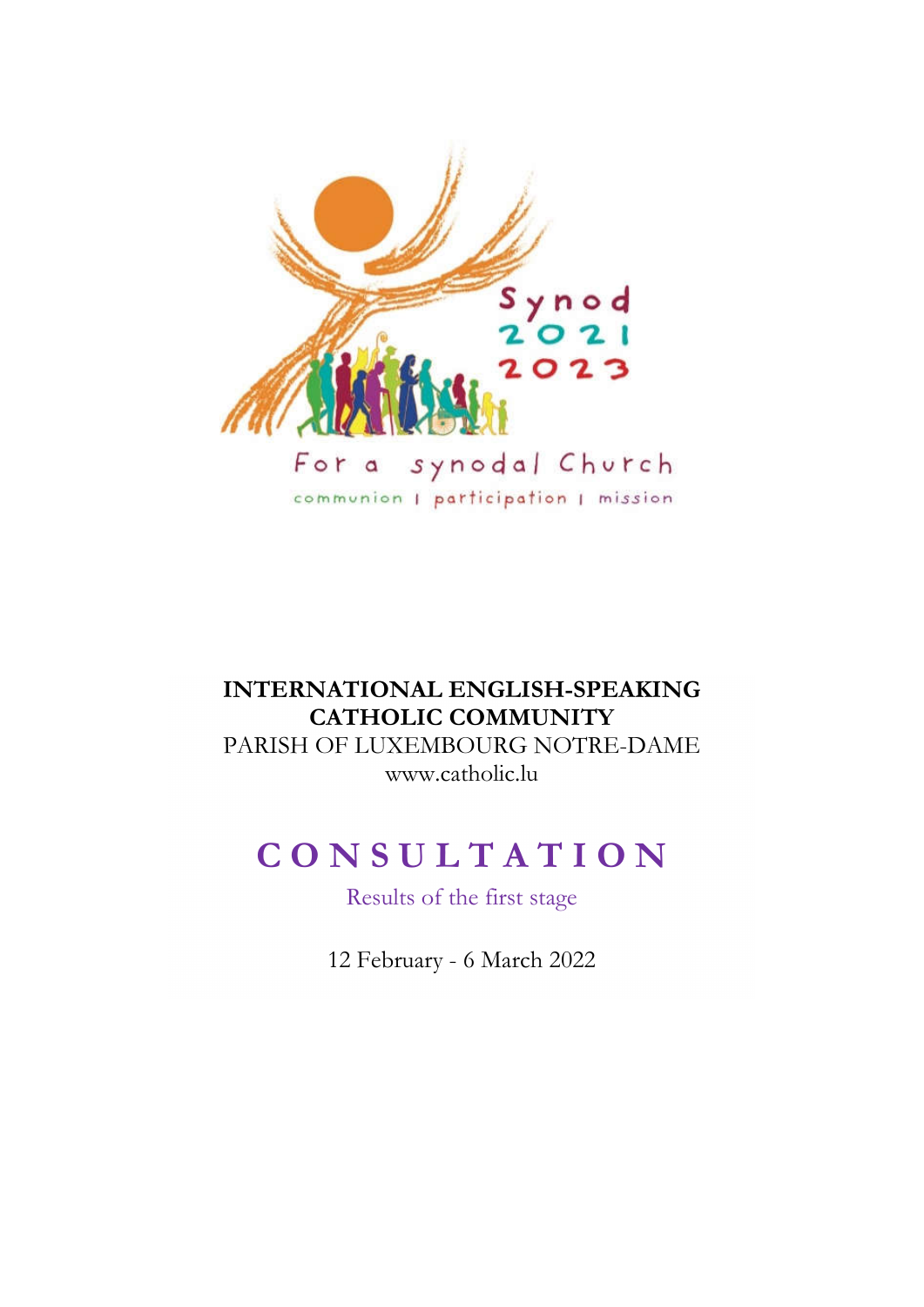Synod 2021 2023

For a synodal Church

communion | participation | mission

**INTERNATIONAL ENGLISH-SPEAKING CATHOLIC COMMUNITY**

PARISH OF LUXEMBOURG NOTRE-DAME

www.catholic.lu

# CONSULTATION

Results of the first stage

12 February - 6 March 2022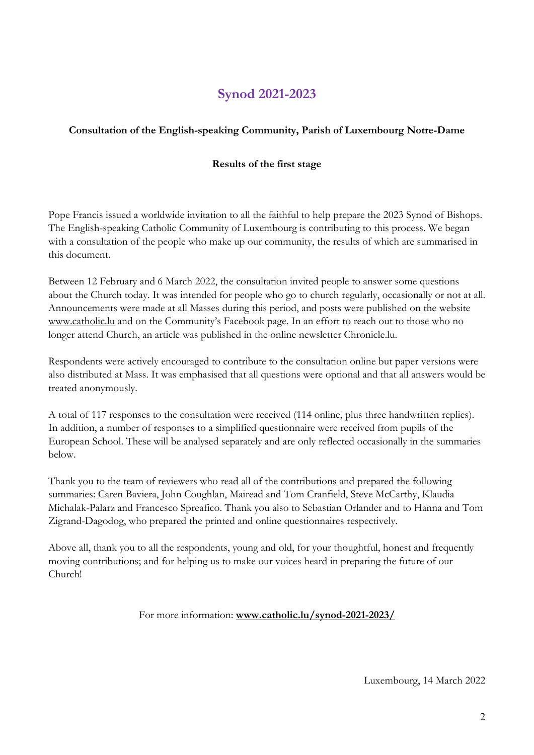# Synod 2021-2023

**Consultation of the English-speaking Community, Parish of Luxembourg Notre-Dame**

**Results of the first stage**

Pope Francis issued a worldwide invitation to all the faithful to help prepare the 2023 Synod of Bishops. The English-speaking Catholic Community of Luxembourg is contributing to this process. We began with a consultation of the people who make up our community, the results of which are summarised in this document.

Between 12 February and 6 March 2022, the consultation invited people to answer some questions about the Church today. It was intended for people who go to church regularly, occasionally or not at all. Announcements were made at all Masses during this period, and posts were published on the website www.catholic.lu and on the Community's Facebook page. In an effort to reach out to those who no longer attend Church, an article was published in the online newsletter Chronicle.lu.

Respondents were actively encouraged to contribute to the consultation online but paper versions were also distributed at Mass. It was emphasised that all questions were optional and that all answers would be treated anonymously.

A total of 117 responses to the consultation were received (114 online, plus three handwritten replies). In addition, a number of responses to a simplified questionnaire were received from pupils of the European School. These will be analysed separately and are only reflected occasionally in the summaries below.

Thank you to the team of reviewers who read all of the contributions and prepared the following summaries: Caren Baviera, John Coughlan, Mairead and Tom Cranfield, Steve McCarthy, Klaudia Michalak-Palarz and Francesco Spreafico. Thank you also to Sebastian Orlander and to Hanna and Tom Zigrand-Dagodog, who prepared the printed and online questionnaires respectively.

Above all, thank you to all the respondents, young and old, for your thoughtful, honest and frequently moving contributions; and for helping us to make our voices heard in preparing the future of our Church!

For more information: **www.catholic.lu/synod-2021-2023/**

Luxembourg, 14 March 2022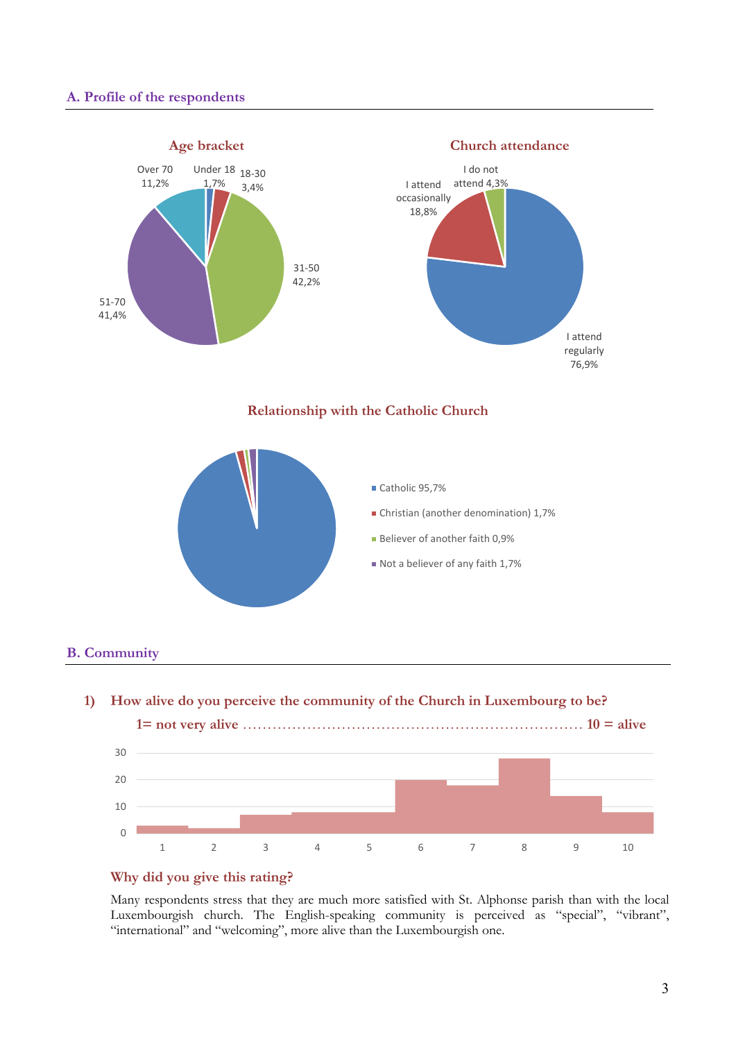## A. Profile of the respondents

**Age bracket**

Under 18 1,7%
18-30 3,4%
31-50 42,2%
51-70 41,4%
Over 70 11,2%

**Church attendance**

I attend regularly 76,9%
I attend occasionally 18,8%
I do not attend 4,3%

**Relationship with the Catholic Church**

- Catholic 95,7%
- Christian (another denomination) 1,7%
- Believer of another faith 0,9%
- Not a believer of any faith 1,7%

## B. Community

### 1) How alive do you perceive the community of the Church in Luxembourg to be?

**1= not very alive ………………………………………………………… 10 = alive**

| Rating | 1 | 2 | 3 | 4 | 5 | 6 | 7 | 8 | 9 | 10 |
|---|---|---|---|---|---|---|---|---|---|---|
| Responses | 3 | 2 | 7 | 8 | 8 | 20 | 18 | 28 | 14 | 8 |

**Why did you give this rating?**

Many respondents stress that they are much more satisfied with St. Alphonse parish than with the local Luxembourgish church. The English-speaking community is perceived as "special", "vibrant", "international" and "welcoming", more alive than the Luxembourgish one.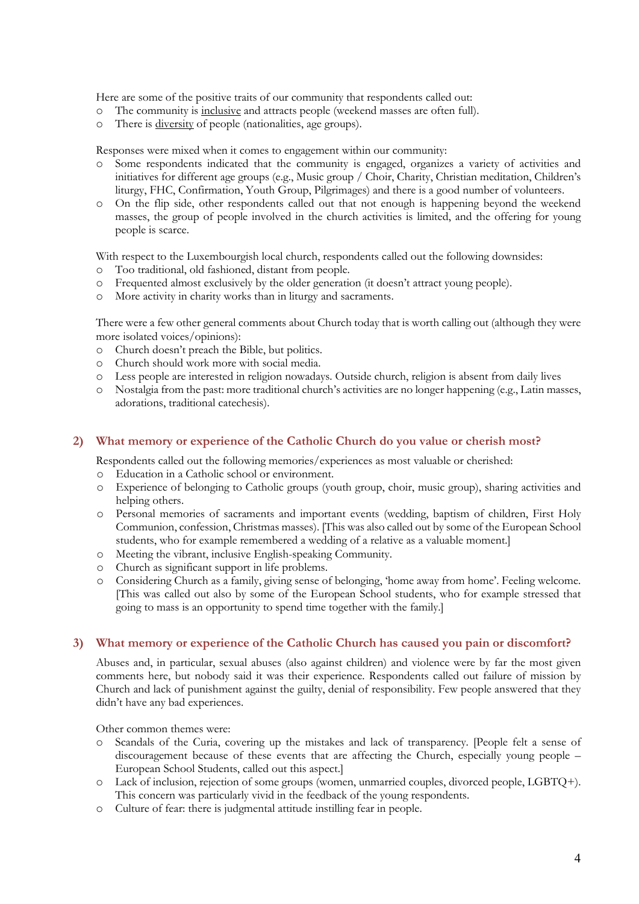Here are some of the positive traits of our community that respondents called out:

- The community is <u>inclusive</u> and attracts people (weekend masses are often full).
- There is <u>diversity</u> of people (nationalities, age groups).

Responses were mixed when it comes to engagement within our community:

- Some respondents indicated that the community is engaged, organizes a variety of activities and initiatives for different age groups (e.g., Music group / Choir, Charity, Christian meditation, Children's liturgy, FHC, Confirmation, Youth Group, Pilgrimages) and there is a good number of volunteers.
- On the flip side, other respondents called out that not enough is happening beyond the weekend masses, the group of people involved in the church activities is limited, and the offering for young people is scarce.

With respect to the Luxembourgish local church, respondents called out the following downsides:

- Too traditional, old fashioned, distant from people.
- Frequented almost exclusively by the older generation (it doesn't attract young people).
- More activity in charity works than in liturgy and sacraments.

There were a few other general comments about Church today that is worth calling out (although they were more isolated voices/opinions):

- Church doesn't preach the Bible, but politics.
- Church should work more with social media.
- Less people are interested in religion nowadays. Outside church, religion is absent from daily lives
- Nostalgia from the past: more traditional church's activities are no longer happening (e.g., Latin masses, adorations, traditional catechesis).

## 2) What memory or experience of the Catholic Church do you value or cherish most?

Respondents called out the following memories/experiences as most valuable or cherished:

- Education in a Catholic school or environment.
- Experience of belonging to Catholic groups (youth group, choir, music group), sharing activities and helping others.
- Personal memories of sacraments and important events (wedding, baptism of children, First Holy Communion, confession, Christmas masses). [This was also called out by some of the European School students, who for example remembered a wedding of a relative as a valuable moment.]
- Meeting the vibrant, inclusive English-speaking Community.
- Church as significant support in life problems.
- Considering Church as a family, giving sense of belonging, 'home away from home'. Feeling welcome. [This was called out also by some of the European School students, who for example stressed that going to mass is an opportunity to spend time together with the family.]

## 3) What memory or experience of the Catholic Church has caused you pain or discomfort?

Abuses and, in particular, sexual abuses (also against children) and violence were by far the most given comments here, but nobody said it was their experience. Respondents called out failure of mission by Church and lack of punishment against the guilty, denial of responsibility. Few people answered that they didn't have any bad experiences.

Other common themes were:

- Scandals of the Curia, covering up the mistakes and lack of transparency. [People felt a sense of discouragement because of these events that are affecting the Church, especially young people – European School Students, called out this aspect.]
- Lack of inclusion, rejection of some groups (women, unmarried couples, divorced people, LGBTQ+). This concern was particularly vivid in the feedback of the young respondents.
- Culture of fear: there is judgmental attitude instilling fear in people.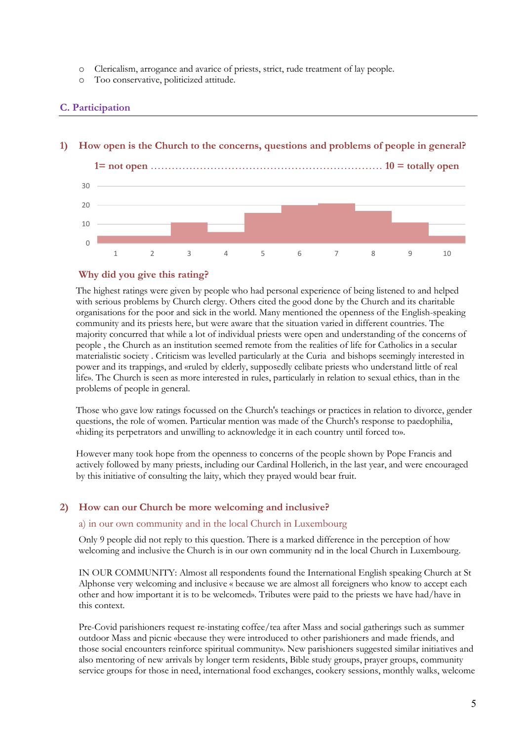- Clericalism, arrogance and avarice of priests, strict, rude treatment of lay people.
- Too conservative, politicized attitude.

## C. Participation

### 1) How open is the Church to the concerns, questions and problems of people in general?

**1= not open ............................................................... 10 = totally open**

### Why did you give this rating?

The highest ratings were given by people who had personal experience of being listened to and helped with serious problems by Church clergy. Others cited the good done by the Church and its charitable organisations for the poor and sick in the world. Many mentioned the openness of the English-speaking community and its priests here, but were aware that the situation varied in different countries. The majority concurred that while a lot of individual priests were open and understanding of the concerns of people , the Church as an institution seemed remote from the realities of life for Catholics in a secular materialistic society . Criticism was levelled particularly at the Curia and bishops seemingly interested in power and its trappings, and «ruled by elderly, supposedly celibate priests who understand little of real life». The Church is seen as more interested in rules, particularly in relation to sexual ethics, than in the problems of people in general.

Those who gave low ratings focussed on the Church's teachings or practices in relation to divorce, gender questions, the role of women. Particular mention was made of the Church's response to paedophilia, «hiding its perpetrators and unwilling to acknowledge it in each country until forced to».

However many took hope from the openness to concerns of the people shown by Pope Francis and actively followed by many priests, including our Cardinal Hollerich, in the last year, and were encouraged by this initiative of consulting the laity, which they prayed would bear fruit.

### 2) How can our Church be more welcoming and inclusive?

#### a) in our own community and in the local Church in Luxembourg

Only 9 people did not reply to this question. There is a marked difference in the perception of how welcoming and inclusive the Church is in our own community nd in the local Church in Luxembourg.

IN OUR COMMUNITY: Almost all respondents found the International English speaking Church at St Alphonse very welcoming and inclusive « because we are almost all foreigners who know to accept each other and how important it is to be welcomed». Tributes were paid to the priests we have had/have in this context.

Pre-Covid parishioners request re-instating coffee/tea after Mass and social gatherings such as summer outdoor Mass and picnic «because they were introduced to other parishioners and made friends, and those social encounters reinforce spiritual community». New parishioners suggested similar initiatives and also mentoring of new arrivals by longer term residents, Bible study groups, prayer groups, community service groups for those in need, international food exchanges, cookery sessions, monthly walks, welcome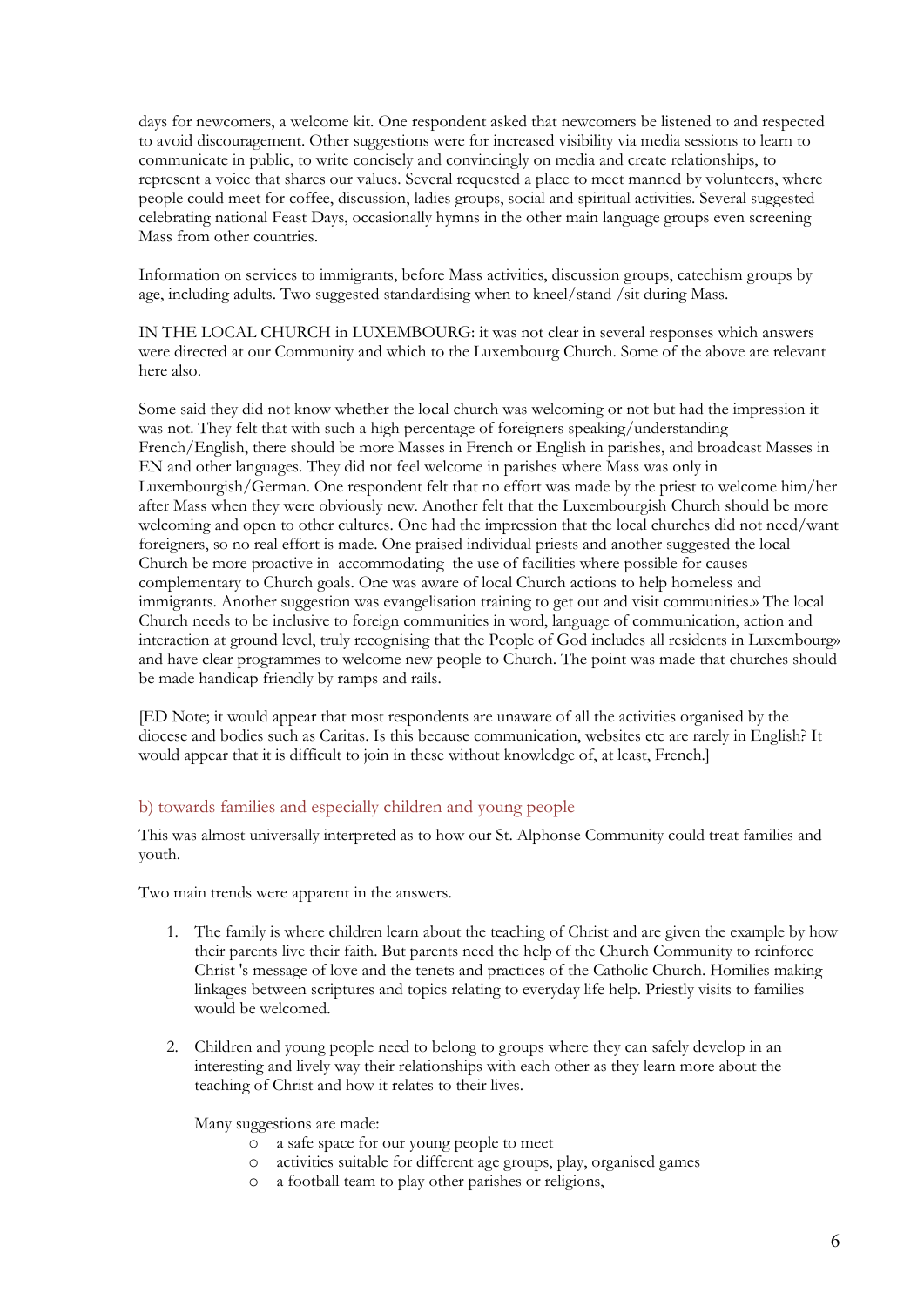days for newcomers, a welcome kit. One respondent asked that newcomers be listened to and respected to avoid discouragement. Other suggestions were for increased visibility via media sessions to learn to communicate in public, to write concisely and convincingly on media and create relationships, to represent a voice that shares our values. Several requested a place to meet manned by volunteers, where people could meet for coffee, discussion, ladies groups, social and spiritual activities. Several suggested celebrating national Feast Days, occasionally hymns in the other main language groups even screening Mass from other countries.

Information on services to immigrants, before Mass activities, discussion groups, catechism groups by age, including adults. Two suggested standardising when to kneel/stand /sit during Mass.

IN THE LOCAL CHURCH in LUXEMBOURG: it was not clear in several responses which answers were directed at our Community and which to the Luxembourg Church. Some of the above are relevant here also.

Some said they did not know whether the local church was welcoming or not but had the impression it was not. They felt that with such a high percentage of foreigners speaking/understanding French/English, there should be more Masses in French or English in parishes, and broadcast Masses in EN and other languages. They did not feel welcome in parishes where Mass was only in Luxembourgish/German. One respondent felt that no effort was made by the priest to welcome him/her after Mass when they were obviously new. Another felt that the Luxembourgish Church should be more welcoming and open to other cultures. One had the impression that the local churches did not need/want foreigners, so no real effort is made. One praised individual priests and another suggested the local Church be more proactive in accommodating the use of facilities where possible for causes complementary to Church goals. One was aware of local Church actions to help homeless and immigrants. Another suggestion was evangelisation training to get out and visit communities.» The local Church needs to be inclusive to foreign communities in word, language of communication, action and interaction at ground level, truly recognising that the People of God includes all residents in Luxembourg» and have clear programmes to welcome new people to Church. The point was made that churches should be made handicap friendly by ramps and rails.

[ED Note; it would appear that most respondents are unaware of all the activities organised by the diocese and bodies such as Caritas. Is this because communication, websites etc are rarely in English? It would appear that it is difficult to join in these without knowledge of, at least, French.]

## b) towards families and especially children and young people

This was almost universally interpreted as to how our St. Alphonse Community could treat families and youth.

Two main trends were apparent in the answers.

1. The family is where children learn about the teaching of Christ and are given the example by how their parents live their faith. But parents need the help of the Church Community to reinforce Christ 's message of love and the tenets and practices of the Catholic Church. Homilies making linkages between scriptures and topics relating to everyday life help. Priestly visits to families would be welcomed.

2. Children and young people need to belong to groups where they can safely develop in an interesting and lively way their relationships with each other as they learn more about the teaching of Christ and how it relates to their lives.

   Many suggestions are made:
   - a safe space for our young people to meet
   - activities suitable for different age groups, play, organised games
   - a football team to play other parishes or religions,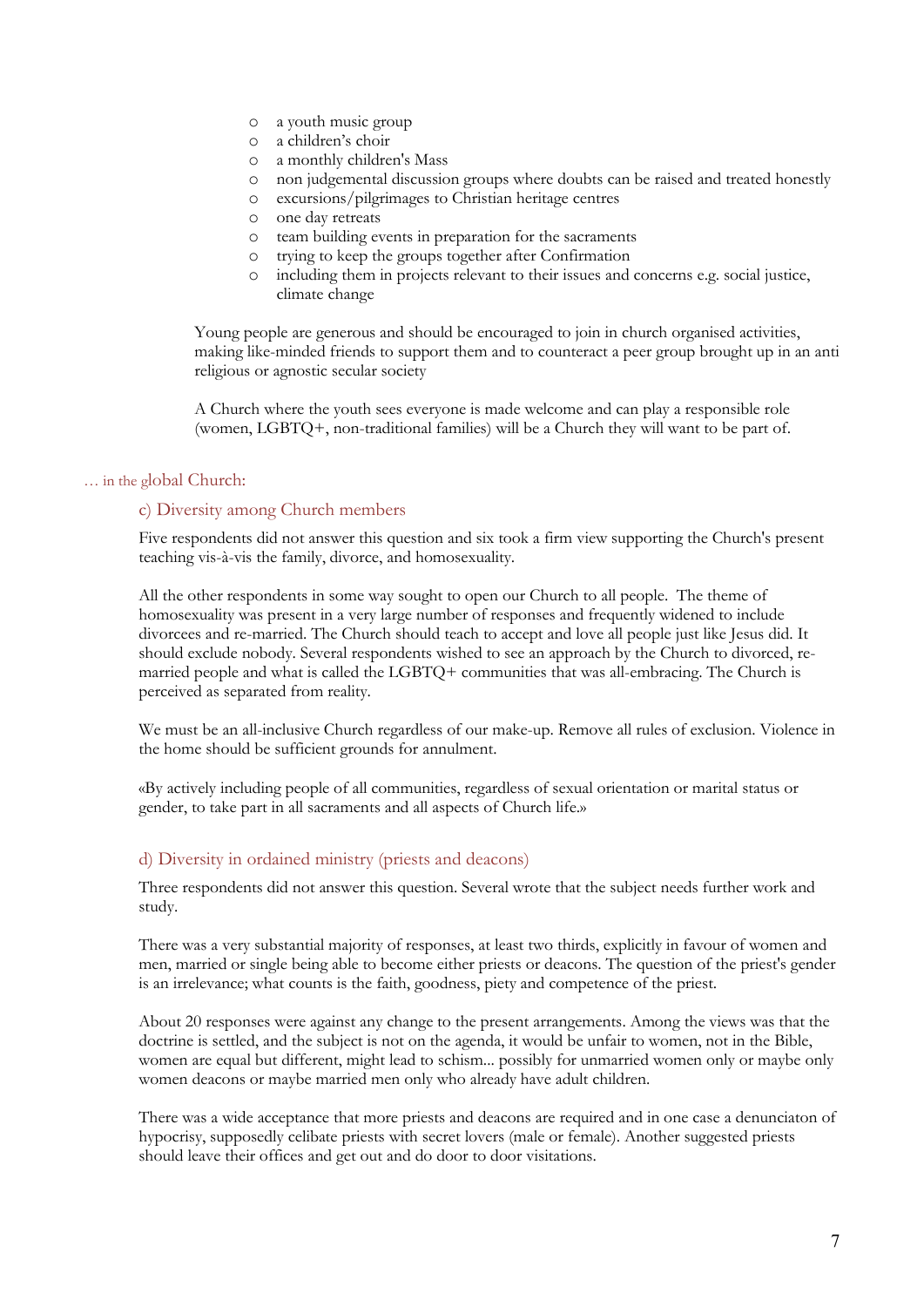- a youth music group
- a children's choir
- a monthly children's Mass
- non judgemental discussion groups where doubts can be raised and treated honestly
- excursions/pilgrimages to Christian heritage centres
- one day retreats
- team building events in preparation for the sacraments
- trying to keep the groups together after Confirmation
- including them in projects relevant to their issues and concerns e.g. social justice, climate change

Young people are generous and should be encouraged to join in church organised activities, making like-minded friends to support them and to counteract a peer group brought up in an anti religious or agnostic secular society

A Church where the youth sees everyone is made welcome and can play a responsible role (women, LGBTQ+, non-traditional families) will be a Church they will want to be part of.

## … in the global Church:

### c) Diversity among Church members

Five respondents did not answer this question and six took a firm view supporting the Church's present teaching vis-à-vis the family, divorce, and homosexuality.

All the other respondents in some way sought to open our Church to all people. The theme of homosexuality was present in a very large number of responses and frequently widened to include divorcees and re-married. The Church should teach to accept and love all people just like Jesus did. It should exclude nobody. Several respondents wished to see an approach by the Church to divorced, re-married people and what is called the LGBTQ+ communities that was all-embracing. The Church is perceived as separated from reality.

We must be an all-inclusive Church regardless of our make-up. Remove all rules of exclusion. Violence in the home should be sufficient grounds for annulment.

«By actively including people of all communities, regardless of sexual orientation or marital status or gender, to take part in all sacraments and all aspects of Church life.»

### d) Diversity in ordained ministry (priests and deacons)

Three respondents did not answer this question. Several wrote that the subject needs further work and study.

There was a very substantial majority of responses, at least two thirds, explicitly in favour of women and men, married or single being able to become either priests or deacons. The question of the priest's gender is an irrelevance; what counts is the faith, goodness, piety and competence of the priest.

About 20 responses were against any change to the present arrangements. Among the views was that the doctrine is settled, and the subject is not on the agenda, it would be unfair to women, not in the Bible, women are equal but different, might lead to schism... possibly for unmarried women only or maybe only women deacons or maybe married men only who already have adult children.

There was a wide acceptance that more priests and deacons are required and in one case a denunciaton of hypocrisy, supposedly celibate priests with secret lovers (male or female). Another suggested priests should leave their offices and get out and do door to door visitations.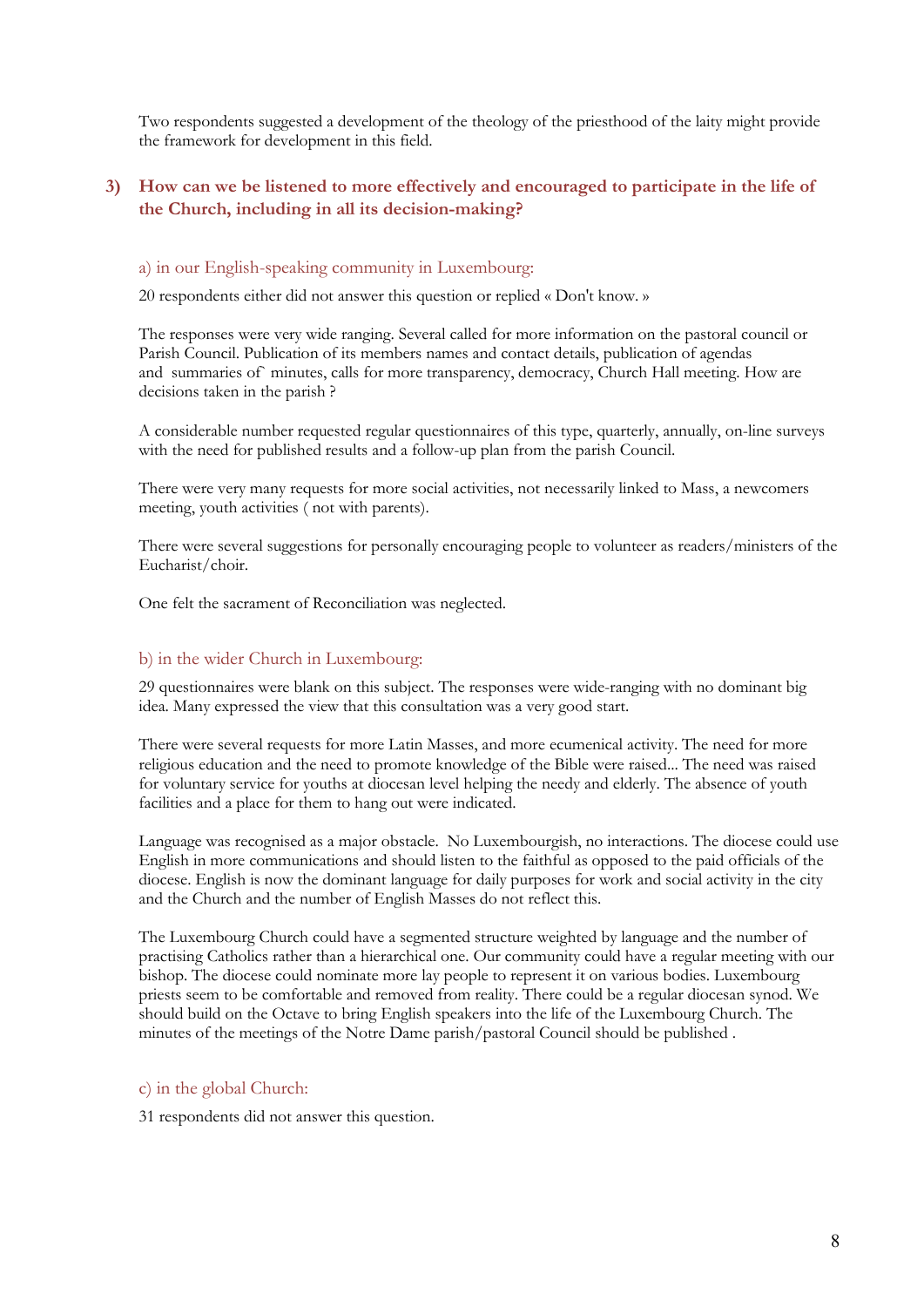Two respondents suggested a development of the theology of the priesthood of the laity might provide the framework for development in this field.

## 3) How can we be listened to more effectively and encouraged to participate in the life of the Church, including in all its decision-making?

### a) in our English-speaking community in Luxembourg:

20 respondents either did not answer this question or replied « Don't know. »

The responses were very wide ranging. Several called for more information on the pastoral council or Parish Council. Publication of its members names and contact details, publication of agendas and summaries of minutes, calls for more transparency, democracy, Church Hall meeting. How are decisions taken in the parish ?

A considerable number requested regular questionnaires of this type, quarterly, annually, on-line surveys with the need for published results and a follow-up plan from the parish Council.

There were very many requests for more social activities, not necessarily linked to Mass, a newcomers meeting, youth activities ( not with parents).

There were several suggestions for personally encouraging people to volunteer as readers/ministers of the Eucharist/choir.

One felt the sacrament of Reconciliation was neglected.

### b) in the wider Church in Luxembourg:

29 questionnaires were blank on this subject. The responses were wide-ranging with no dominant big idea. Many expressed the view that this consultation was a very good start.

There were several requests for more Latin Masses, and more ecumenical activity. The need for more religious education and the need to promote knowledge of the Bible were raised... The need was raised for voluntary service for youths at diocesan level helping the needy and elderly. The absence of youth facilities and a place for them to hang out were indicated.

Language was recognised as a major obstacle. No Luxembourgish, no interactions. The diocese could use English in more communications and should listen to the faithful as opposed to the paid officials of the diocese. English is now the dominant language for daily purposes for work and social activity in the city and the Church and the number of English Masses do not reflect this.

The Luxembourg Church could have a segmented structure weighted by language and the number of practising Catholics rather than a hierarchical one. Our community could have a regular meeting with our bishop. The diocese could nominate more lay people to represent it on various bodies. Luxembourg priests seem to be comfortable and removed from reality. There could be a regular diocesan synod. We should build on the Octave to bring English speakers into the life of the Luxembourg Church. The minutes of the meetings of the Notre Dame parish/pastoral Council should be published .

### c) in the global Church:

31 respondents did not answer this question.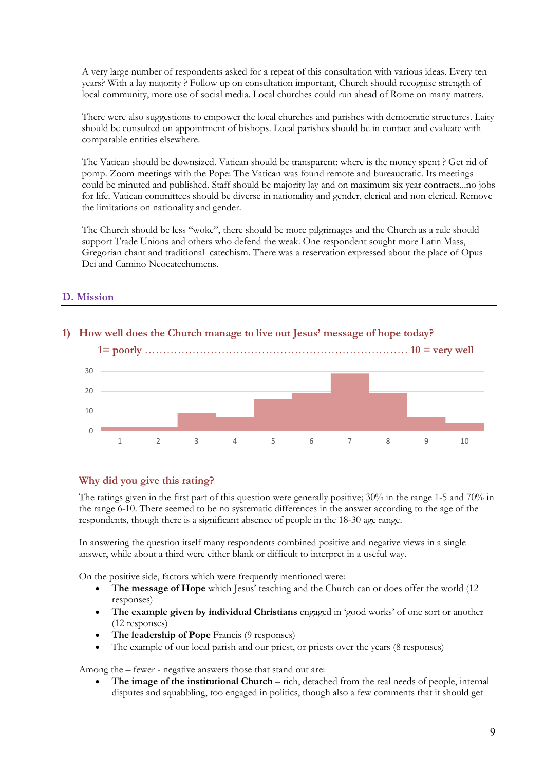A very large number of respondents asked for a repeat of this consultation with various ideas. Every ten years? With a lay majority ? Follow up on consultation important, Church should recognise strength of local community, more use of social media. Local churches could run ahead of Rome on many matters.

There were also suggestions to empower the local churches and parishes with democratic structures. Laity should be consulted on appointment of bishops. Local parishes should be in contact and evaluate with comparable entities elsewhere.

The Vatican should be downsized. Vatican should be transparent: where is the money spent ? Get rid of pomp. Zoom meetings with the Pope: The Vatican was found remote and bureaucratic. Its meetings could be minuted and published. Staff should be majority lay and on maximum six year contracts...no jobs for life. Vatican committees should be diverse in nationality and gender, clerical and non clerical. Remove the limitations on nationality and gender.

The Church should be less "woke", there should be more pilgrimages and the Church as a rule should support Trade Unions and others who defend the weak. One respondent sought more Latin Mass, Gregorian chant and traditional catechism. There was a reservation expressed about the place of Opus Dei and Camino Neocatechumens.

## D. Mission

### 1) How well does the Church manage to live out Jesus' message of hope today?

1= poorly ........................................................................ 10 = very well

### Why did you give this rating?

The ratings given in the first part of this question were generally positive; 30% in the range 1-5 and 70% in the range 6-10. There seemed to be no systematic differences in the answer according to the age of the respondents, though there is a significant absence of people in the 18-30 age range.

In answering the question itself many respondents combined positive and negative views in a single answer, while about a third were either blank or difficult to interpret in a useful way.

On the positive side, factors which were frequently mentioned were:

- **The message of Hope** which Jesus' teaching and the Church can or does offer the world (12 responses)
- **The example given by individual Christians** engaged in 'good works' of one sort or another (12 responses)
- **The leadership of Pope** Francis (9 responses)
- The example of our local parish and our priest, or priests over the years (8 responses)

Among the – fewer - negative answers those that stand out are:

- **The image of the institutional Church** – rich, detached from the real needs of people, internal disputes and squabbling, too engaged in politics, though also a few comments that it should get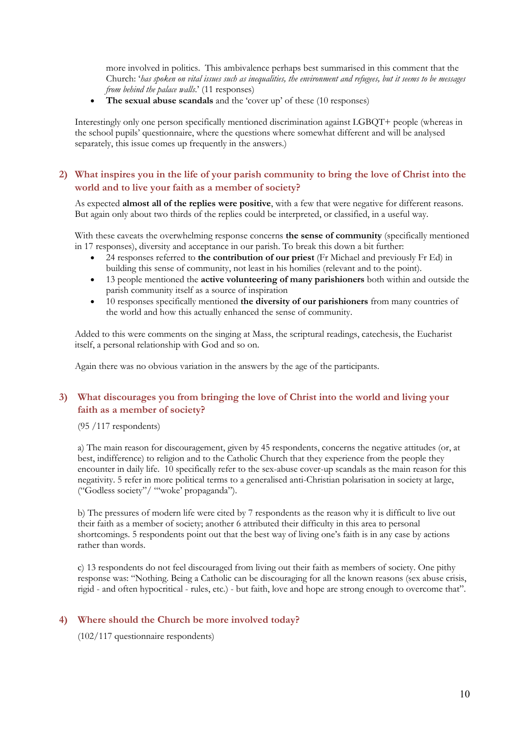more involved in politics. This ambivalence perhaps best summarised in this comment that the Church: '*has spoken on vital issues such as inequalities, the environment and refugees, but it seems to be messages from behind the palace walls.*' (11 responses)

- **The sexual abuse scandals** and the 'cover up' of these (10 responses)

Interestingly only one person specifically mentioned discrimination against LGBQT+ people (whereas in the school pupils' questionnaire, where the questions where somewhat different and will be analysed separately, this issue comes up frequently in the answers.)

## 2) What inspires you in the life of your parish community to bring the love of Christ into the world and to live your faith as a member of society?

As expected **almost all of the replies were positive**, with a few that were negative for different reasons. But again only about two thirds of the replies could be interpreted, or classified, in a useful way.

With these caveats the overwhelming response concerns **the sense of community** (specifically mentioned in 17 responses), diversity and acceptance in our parish. To break this down a bit further:

- 24 responses referred to **the contribution of our priest** (Fr Michael and previously Fr Ed) in building this sense of community, not least in his homilies (relevant and to the point).
- 13 people mentioned the **active volunteering of many parishioners** both within and outside the parish community itself as a source of inspiration
- 10 responses specifically mentioned **the diversity of our parishioners** from many countries of the world and how this actually enhanced the sense of community.

Added to this were comments on the singing at Mass, the scriptural readings, catechesis, the Eucharist itself, a personal relationship with God and so on.

Again there was no obvious variation in the answers by the age of the participants.

## 3) What discourages you from bringing the love of Christ into the world and living your faith as a member of society?

(95 /117 respondents)

a) The main reason for discouragement, given by 45 respondents, concerns the negative attitudes (or, at best, indifference) to religion and to the Catholic Church that they experience from the people they encounter in daily life. 10 specifically refer to the sex-abuse cover-up scandals as the main reason for this negativity. 5 refer in more political terms to a generalised anti-Christian polarisation in society at large, ("Godless society"/ "'woke' propaganda").

b) The pressures of modern life were cited by 7 respondents as the reason why it is difficult to live out their faith as a member of society; another 6 attributed their difficulty in this area to personal shortcomings. 5 respondents point out that the best way of living one's faith is in any case by actions rather than words.

c) 13 respondents do not feel discouraged from living out their faith as members of society. One pithy response was: "Nothing. Being a Catholic can be discouraging for all the known reasons (sex abuse crisis, rigid - and often hypocritical - rules, etc.) - but faith, love and hope are strong enough to overcome that".

## 4) Where should the Church be more involved today?

(102/117 questionnaire respondents)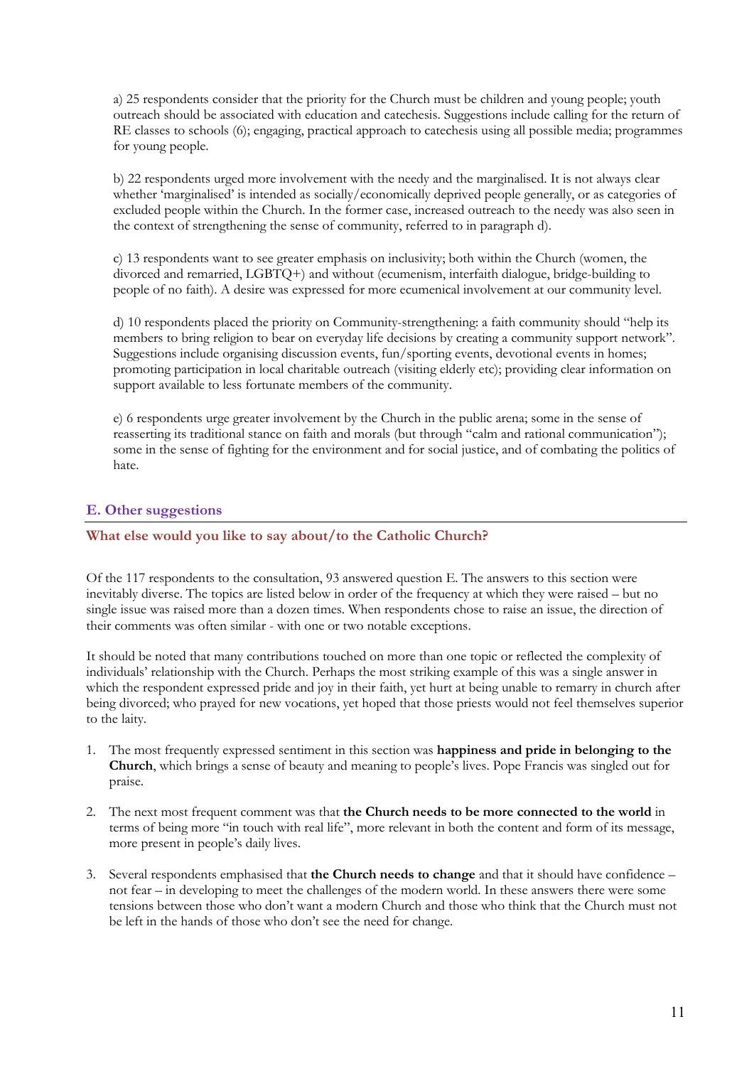a) 25 respondents consider that the priority for the Church must be children and young people; youth outreach should be associated with education and catechesis. Suggestions include calling for the return of RE classes to schools (6); engaging, practical approach to catechesis using all possible media; programmes for young people.

b) 22 respondents urged more involvement with the needy and the marginalised. It is not always clear whether 'marginalised' is intended as socially/economically deprived people generally, or as categories of excluded people within the Church. In the former case, increased outreach to the needy was also seen in the context of strengthening the sense of community, referred to in paragraph d).

c) 13 respondents want to see greater emphasis on inclusivity; both within the Church (women, the divorced and remarried, LGBTQ+) and without (ecumenism, interfaith dialogue, bridge-building to people of no faith). A desire was expressed for more ecumenical involvement at our community level.

d) 10 respondents placed the priority on Community-strengthening: a faith community should "help its members to bring religion to bear on everyday life decisions by creating a community support network". Suggestions include organising discussion events, fun/sporting events, devotional events in homes; promoting participation in local charitable outreach (visiting elderly etc); providing clear information on support available to less fortunate members of the community.

e) 6 respondents urge greater involvement by the Church in the public arena; some in the sense of reasserting its traditional stance on faith and morals (but through "calm and rational communication"); some in the sense of fighting for the environment and for social justice, and of combating the politics of hate.

## E. Other suggestions

### What else would you like to say about/to the Catholic Church?

Of the 117 respondents to the consultation, 93 answered question E. The answers to this section were inevitably diverse. The topics are listed below in order of the frequency at which they were raised – but no single issue was raised more than a dozen times. When respondents chose to raise an issue, the direction of their comments was often similar - with one or two notable exceptions.

It should be noted that many contributions touched on more than one topic or reflected the complexity of individuals' relationship with the Church. Perhaps the most striking example of this was a single answer in which the respondent expressed pride and joy in their faith, yet hurt at being unable to remarry in church after being divorced; who prayed for new vocations, yet hoped that those priests would not feel themselves superior to the laity.

1. The most frequently expressed sentiment in this section was **happiness and pride in belonging to the Church**, which brings a sense of beauty and meaning to people's lives. Pope Francis was singled out for praise.

2. The next most frequent comment was that **the Church needs to be more connected to the world** in terms of being more "in touch with real life", more relevant in both the content and form of its message, more present in people's daily lives.

3. Several respondents emphasised that **the Church needs to change** and that it should have confidence – not fear – in developing to meet the challenges of the modern world. In these answers there were some tensions between those who don't want a modern Church and those who think that the Church must not be left in the hands of those who don't see the need for change.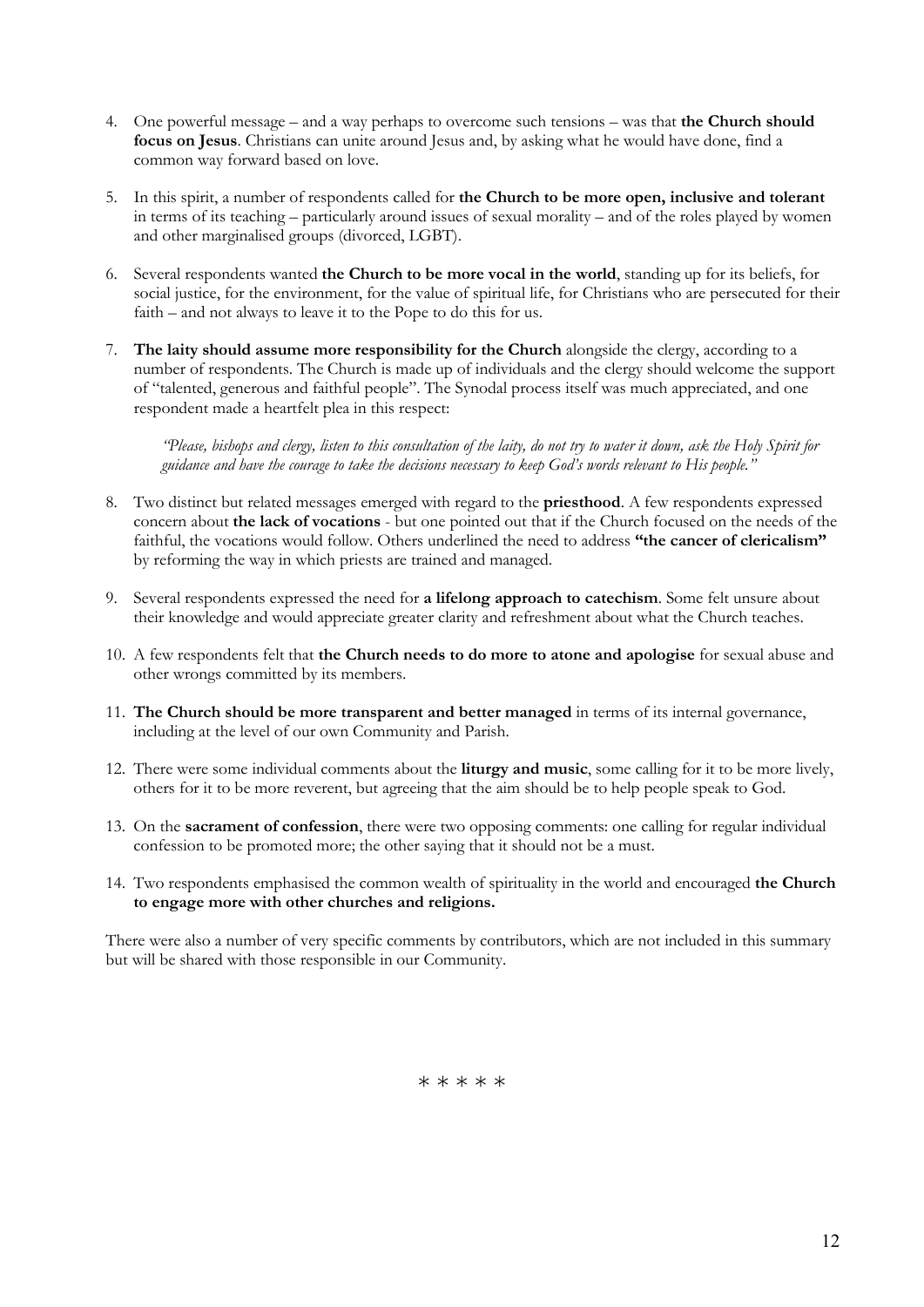4. One powerful message – and a way perhaps to overcome such tensions – was that **the Church should focus on Jesus**. Christians can unite around Jesus and, by asking what he would have done, find a common way forward based on love.

5. In this spirit, a number of respondents called for **the Church to be more open, inclusive and tolerant** in terms of its teaching – particularly around issues of sexual morality – and of the roles played by women and other marginalised groups (divorced, LGBT).

6. Several respondents wanted **the Church to be more vocal in the world**, standing up for its beliefs, for social justice, for the environment, for the value of spiritual life, for Christians who are persecuted for their faith – and not always to leave it to the Pope to do this for us.

7. **The laity should assume more responsibility for the Church** alongside the clergy, according to a number of respondents. The Church is made up of individuals and the clergy should welcome the support of "talented, generous and faithful people". The Synodal process itself was much appreciated, and one respondent made a heartfelt plea in this respect:

   *"Please, bishops and clergy, listen to this consultation of the laity, do not try to water it down, ask the Holy Spirit for guidance and have the courage to take the decisions necessary to keep God's words relevant to His people."*

8. Two distinct but related messages emerged with regard to the **priesthood**. A few respondents expressed concern about **the lack of vocations** - but one pointed out that if the Church focused on the needs of the faithful, the vocations would follow. Others underlined the need to address **"the cancer of clericalism"** by reforming the way in which priests are trained and managed.

9. Several respondents expressed the need for **a lifelong approach to catechism**. Some felt unsure about their knowledge and would appreciate greater clarity and refreshment about what the Church teaches.

10. A few respondents felt that **the Church needs to do more to atone and apologise** for sexual abuse and other wrongs committed by its members.

11. **The Church should be more transparent and better managed** in terms of its internal governance, including at the level of our own Community and Parish.

12. There were some individual comments about the **liturgy and music**, some calling for it to be more lively, others for it to be more reverent, but agreeing that the aim should be to help people speak to God.

13. On the **sacrament of confession**, there were two opposing comments: one calling for regular individual confession to be promoted more; the other saying that it should not be a must.

14. Two respondents emphasised the common wealth of spirituality in the world and encouraged **the Church to engage more with other churches and religions.**

There were also a number of very specific comments by contributors, which are not included in this summary but will be shared with those responsible in our Community.

\* \* \* \* \*